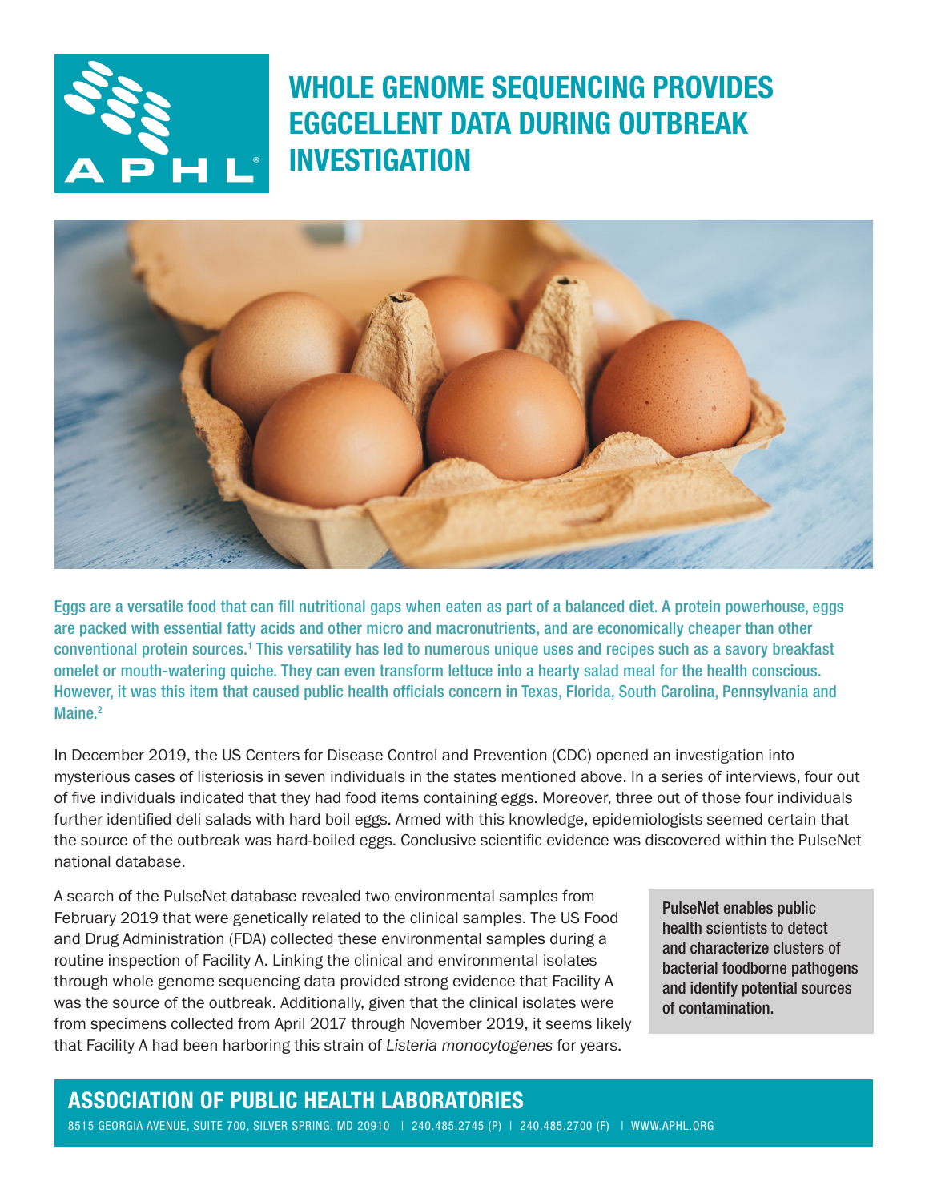# WHOLE GENOME SEQUENCING PROVIDES EGGCELLENT DATA DURING OUTBREAK INVESTIGATION

Eggs are a versatile food that can fill nutritional gaps when eaten as part of a balanced diet. A protein powerhouse, eggs are packed with essential fatty acids and other micro and macronutrients, and are economically cheaper than other conventional protein sources.[1] This versatility has led to numerous unique uses and recipes such as a savory breakfast omelet or mouth-watering quiche. They can even transform lettuce into a hearty salad meal for the health conscious. However, it was this item that caused public health officials concern in Texas, Florida, South Carolina, Pennsylvania and Maine.[2]

In December 2019, the US Centers for Disease Control and Prevention (CDC) opened an investigation into mysterious cases of listeriosis in seven individuals in the states mentioned above. In a series of interviews, four out of five individuals indicated that they had food items containing eggs. Moreover, three out of those four individuals further identified deli salads with hard boil eggs. Armed with this knowledge, epidemiologists seemed certain that the source of the outbreak was hard-boiled eggs. Conclusive scientific evidence was discovered within the PulseNet national database.

A search of the PulseNet database revealed two environmental samples from February 2019 that were genetically related to the clinical samples. The US Food and Drug Administration (FDA) collected these environmental samples during a routine inspection of Facility A. Linking the clinical and environmental isolates through whole genome sequencing data provided strong evidence that Facility A was the source of the outbreak. Additionally, given that the clinical isolates were from specimens collected from April 2017 through November 2019, it seems likely that Facility A had been harboring this strain of *Listeria monocytogenes* for years.

PulseNet enables public health scientists to detect and characterize clusters of bacterial foodborne pathogens and identify potential sources of contamination.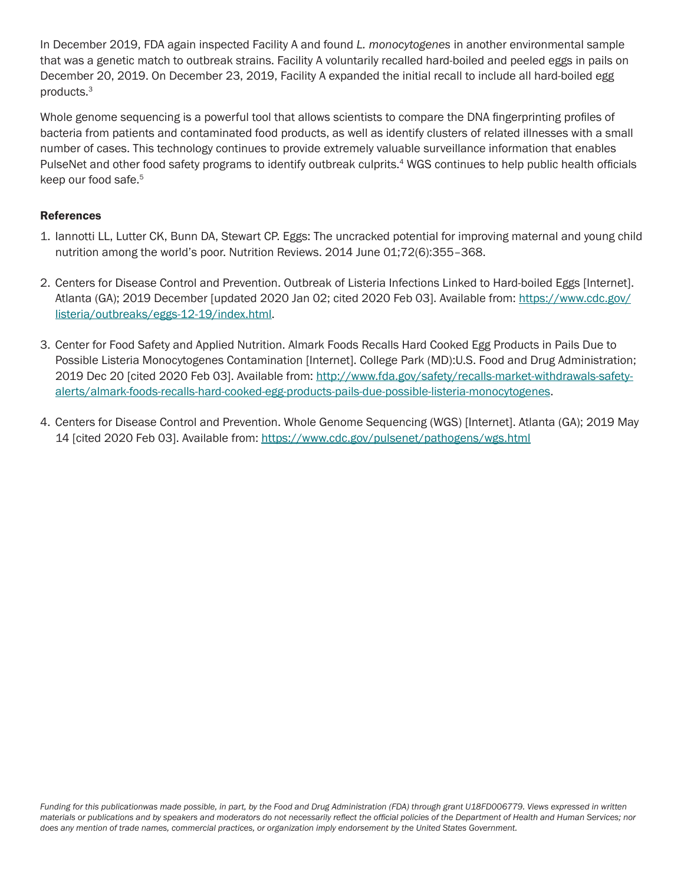In December 2019, FDA again inspected Facility A and found *L. monocytogenes* in another environmental sample that was a genetic match to outbreak strains. Facility A voluntarily recalled hard-boiled and peeled eggs in pails on December 20, 2019. On December 23, 2019, Facility A expanded the initial recall to include all hard-boiled egg products.[3]

Whole genome sequencing is a powerful tool that allows scientists to compare the DNA fingerprinting profiles of bacteria from patients and contaminated food products, as well as identify clusters of related illnesses with a small number of cases. This technology continues to provide extremely valuable surveillance information that enables PulseNet and other food safety programs to identify outbreak culprits.[4] WGS continues to help public health officials keep our food safe.[5]

**References**

1. Iannotti LL, Lutter CK, Bunn DA, Stewart CP. Eggs: The uncracked potential for improving maternal and young child nutrition among the world's poor. Nutrition Reviews. 2014 June 01;72(6):355–368.

2. Centers for Disease Control and Prevention. Outbreak of Listeria Infections Linked to Hard-boiled Eggs [Internet]. Atlanta (GA); 2019 December [updated 2020 Jan 02; cited 2020 Feb 03]. Available from: https://www.cdc.gov/listeria/outbreaks/eggs-12-19/index.html.

3. Center for Food Safety and Applied Nutrition. Almark Foods Recalls Hard Cooked Egg Products in Pails Due to Possible Listeria Monocytogenes Contamination [Internet]. College Park (MD):U.S. Food and Drug Administration; 2019 Dec 20 [cited 2020 Feb 03]. Available from: http://www.fda.gov/safety/recalls-market-withdrawals-safety-alerts/almark-foods-recalls-hard-cooked-egg-products-pails-due-possible-listeria-monocytogenes.

4. Centers for Disease Control and Prevention. Whole Genome Sequencing (WGS) [Internet]. Atlanta (GA); 2019 May 14 [cited 2020 Feb 03]. Available from: https://www.cdc.gov/pulsenet/pathogens/wgs.html

*Funding for this publicationwas made possible, in part, by the Food and Drug Administration (FDA) through grant U18FD006779. Views expressed in written materials or publications and by speakers and moderators do not necessarily reflect the official policies of the Department of Health and Human Services; nor does any mention of trade names, commercial practices, or organization imply endorsement by the United States Government.*